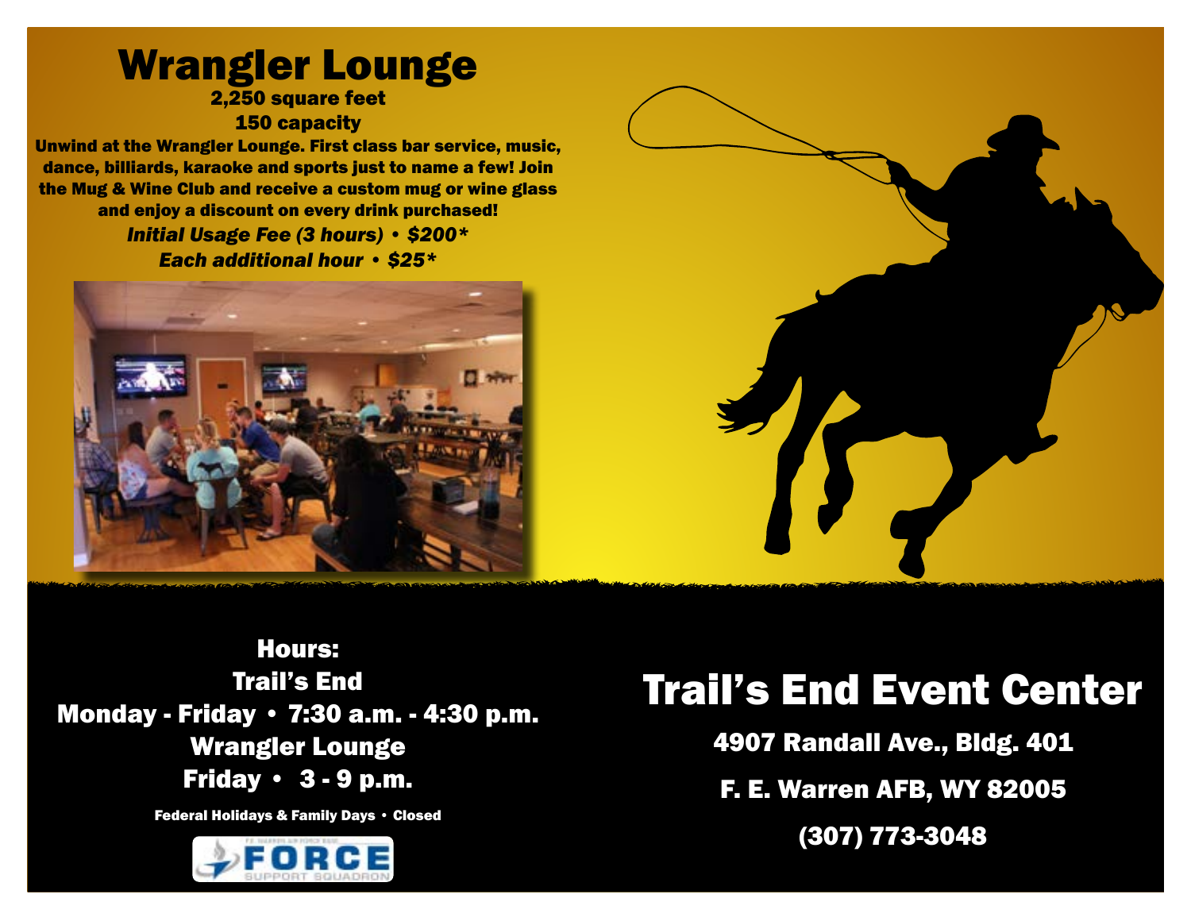# Wrangler Lounge

**2,250 square feet**

**150 capacity**

**Unwind at the Wrangler Lounge. First class bar service, music, dance, billiards, karaoke and sports just to name a few! Join the Mug & Wine Club and receive a custom mug or wine glass and enjoy a discount on every drink purchased!**

***Initial Usage Fee (3 hours) • $200****

***Each additional hour • $25****

**Hours:**

**Trail's End**

**Monday - Friday • 7:30 a.m. - 4:30 p.m.**

**Wrangler Lounge**

**Friday • 3 - 9 p.m.**

**Federal Holidays & Family Days • Closed**

# Trail's End Event Center

**4907 Randall Ave., Bldg. 401**

**F. E. Warren AFB, WY 82005**

**(307) 773-3048**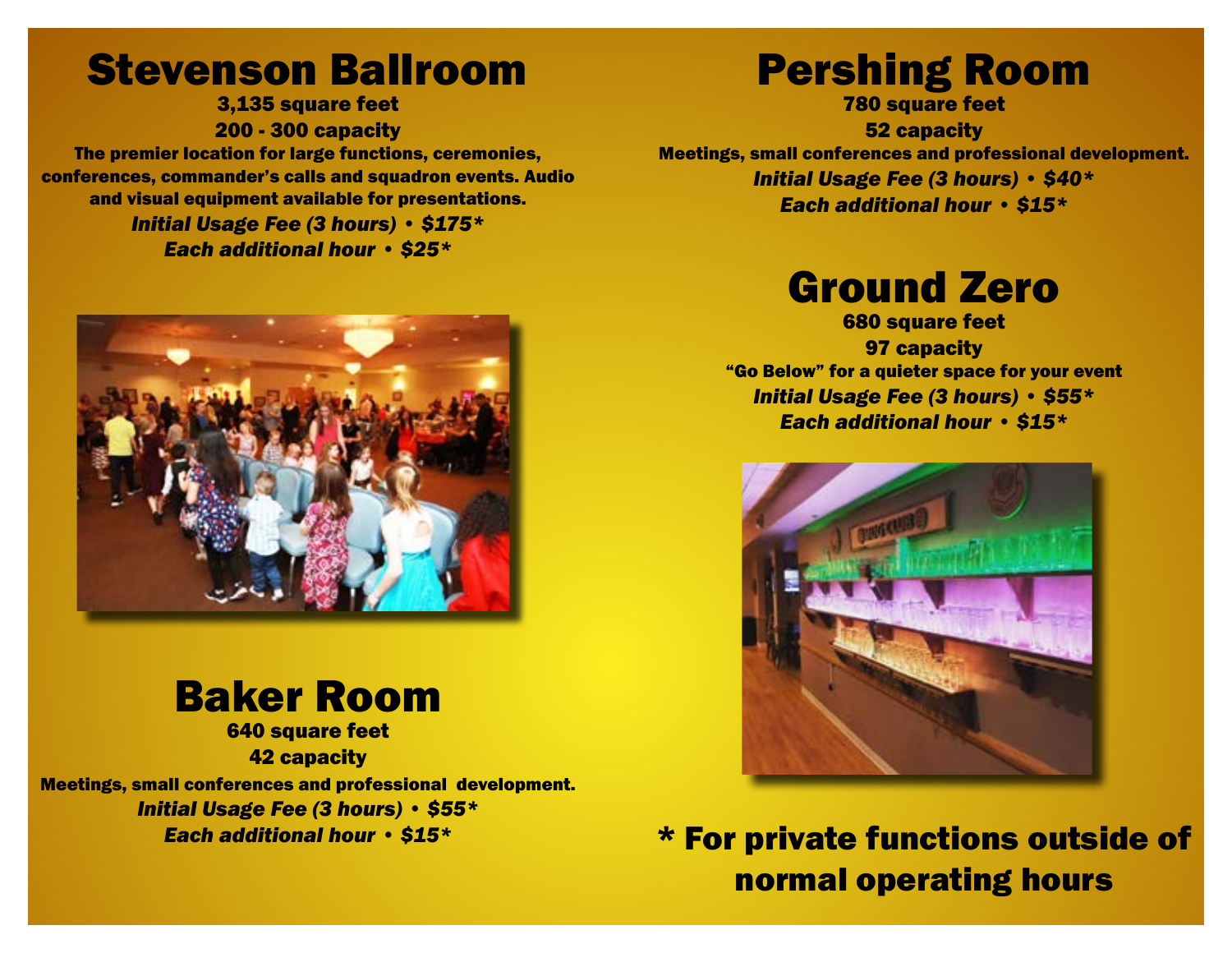# Stevenson Ballroom

**3,135 square feet**

**200 - 300 capacity**

**The premier location for large functions, ceremonies, conferences, commander's calls and squadron events. Audio and visual equipment available for presentations.**

***Initial Usage Fee (3 hours) • $175****

***Each additional hour • $25****

# Baker Room

**640 square feet**

**42 capacity**

**Meetings, small conferences and professional development.**

***Initial Usage Fee (3 hours) • $55****

***Each additional hour • $15****

# Pershing Room

**780 square feet**

**52 capacity**

**Meetings, small conferences and professional development.**

***Initial Usage Fee (3 hours) • $40****

***Each additional hour • $15****

# Ground Zero

**680 square feet**

**97 capacity**

**"Go Below" for a quieter space for your event**

***Initial Usage Fee (3 hours) • $55****

***Each additional hour • $15****

## * For private functions outside of normal operating hours